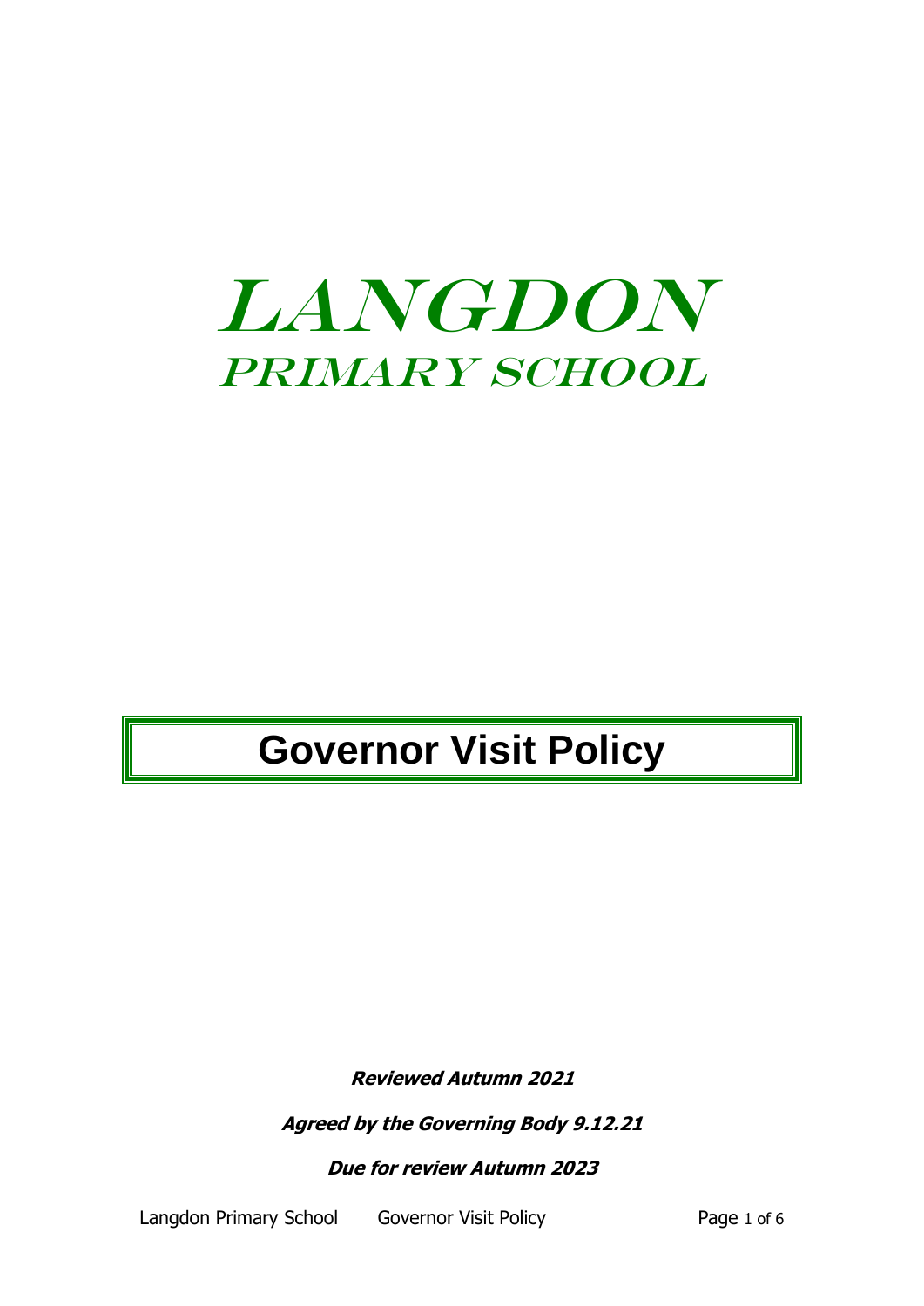# LANGDON

## PRIMARY SCHOOL

# Governor Visit Policy

***Reviewed Autumn 2021***

***Agreed by the Governing Body 9.12.21***

***Due for review Autumn 2023***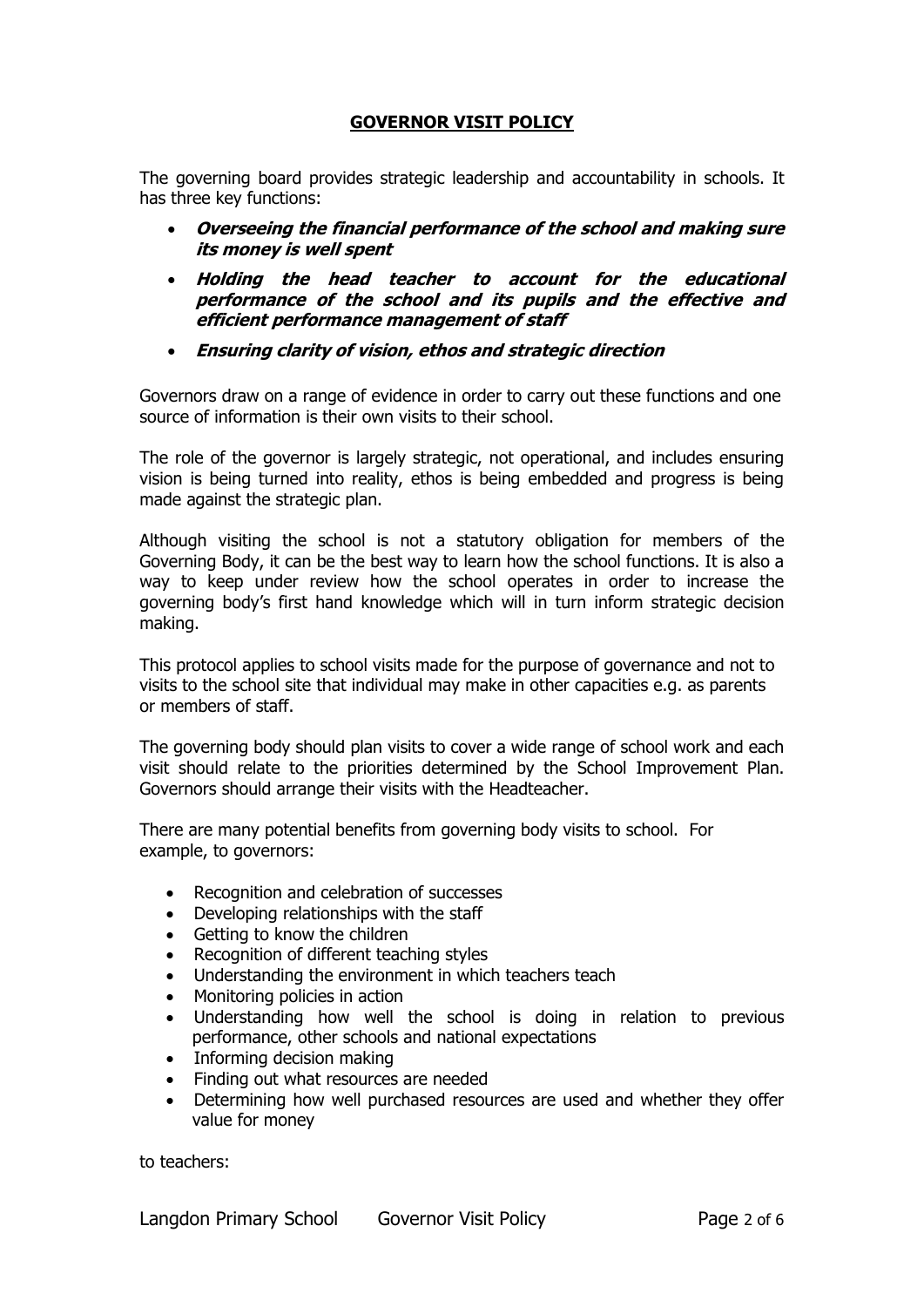## GOVERNOR VISIT POLICY

The governing board provides strategic leadership and accountability in schools. It has three key functions:

- ***Overseeing the financial performance of the school and making sure its money is well spent***
- ***Holding the head teacher to account for the educational performance of the school and its pupils and the effective and efficient performance management of staff***
- ***Ensuring clarity of vision, ethos and strategic direction***

Governors draw on a range of evidence in order to carry out these functions and one source of information is their own visits to their school.

The role of the governor is largely strategic, not operational, and includes ensuring vision is being turned into reality, ethos is being embedded and progress is being made against the strategic plan.

Although visiting the school is not a statutory obligation for members of the Governing Body, it can be the best way to learn how the school functions. It is also a way to keep under review how the school operates in order to increase the governing body's first hand knowledge which will in turn inform strategic decision making.

This protocol applies to school visits made for the purpose of governance and not to visits to the school site that individual may make in other capacities e.g. as parents or members of staff.

The governing body should plan visits to cover a wide range of school work and each visit should relate to the priorities determined by the School Improvement Plan. Governors should arrange their visits with the Headteacher.

There are many potential benefits from governing body visits to school. For example, to governors:

- Recognition and celebration of successes
- Developing relationships with the staff
- Getting to know the children
- Recognition of different teaching styles
- Understanding the environment in which teachers teach
- Monitoring policies in action
- Understanding how well the school is doing in relation to previous performance, other schools and national expectations
- Informing decision making
- Finding out what resources are needed
- Determining how well purchased resources are used and whether they offer value for money

to teachers: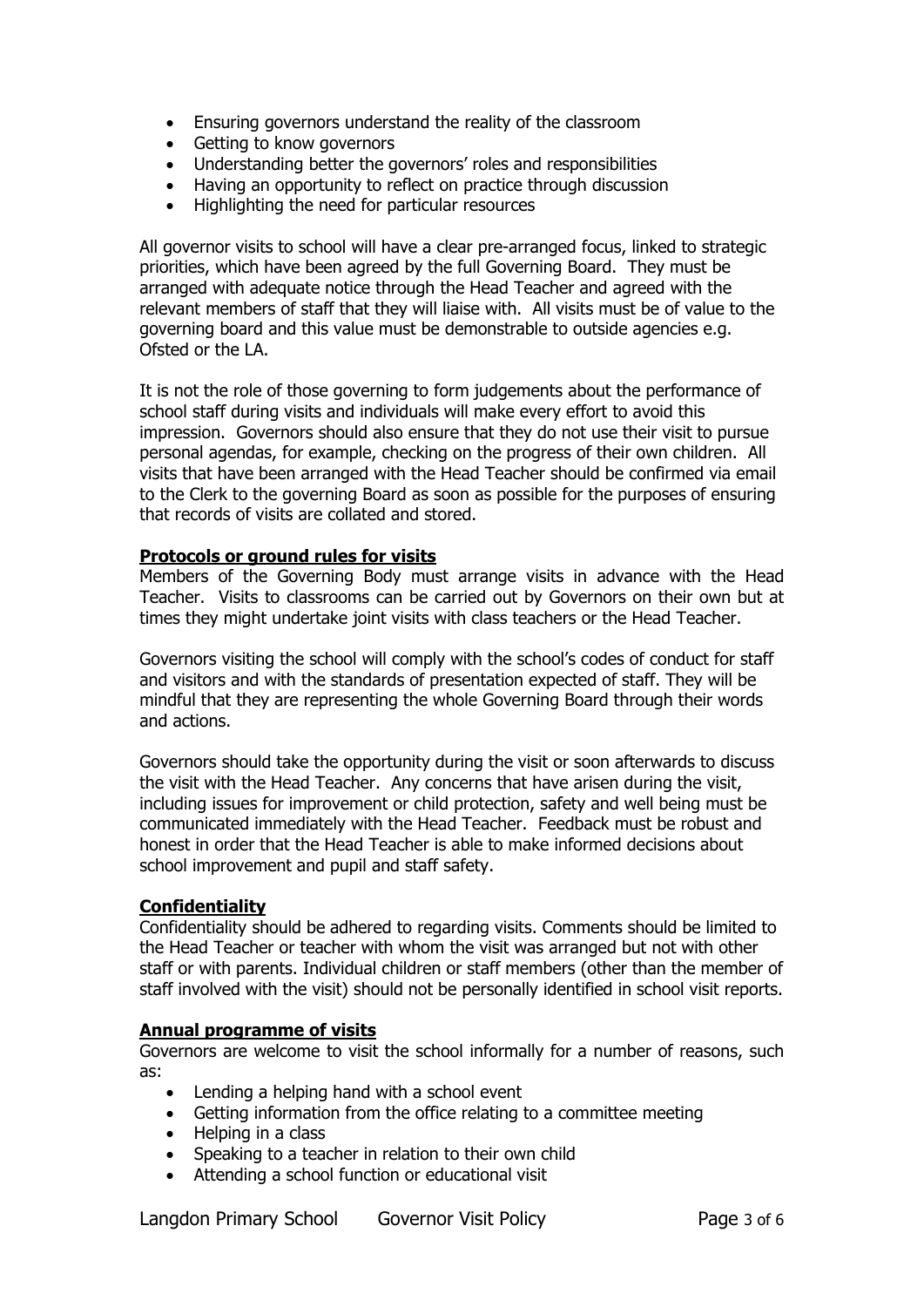- Ensuring governors understand the reality of the classroom
- Getting to know governors
- Understanding better the governors' roles and responsibilities
- Having an opportunity to reflect on practice through discussion
- Highlighting the need for particular resources

All governor visits to school will have a clear pre-arranged focus, linked to strategic priorities, which have been agreed by the full Governing Board. They must be arranged with adequate notice through the Head Teacher and agreed with the relevant members of staff that they will liaise with. All visits must be of value to the governing board and this value must be demonstrable to outside agencies e.g. Ofsted or the LA.

It is not the role of those governing to form judgements about the performance of school staff during visits and individuals will make every effort to avoid this impression. Governors should also ensure that they do not use their visit to pursue personal agendas, for example, checking on the progress of their own children. All visits that have been arranged with the Head Teacher should be confirmed via email to the Clerk to the governing Board as soon as possible for the purposes of ensuring that records of visits are collated and stored.

**Protocols or ground rules for visits**

Members of the Governing Body must arrange visits in advance with the Head Teacher. Visits to classrooms can be carried out by Governors on their own but at times they might undertake joint visits with class teachers or the Head Teacher.

Governors visiting the school will comply with the school's codes of conduct for staff and visitors and with the standards of presentation expected of staff. They will be mindful that they are representing the whole Governing Board through their words and actions.

Governors should take the opportunity during the visit or soon afterwards to discuss the visit with the Head Teacher. Any concerns that have arisen during the visit, including issues for improvement or child protection, safety and well being must be communicated immediately with the Head Teacher. Feedback must be robust and honest in order that the Head Teacher is able to make informed decisions about school improvement and pupil and staff safety.

**Confidentiality**

Confidentiality should be adhered to regarding visits. Comments should be limited to the Head Teacher or teacher with whom the visit was arranged but not with other staff or with parents. Individual children or staff members (other than the member of staff involved with the visit) should not be personally identified in school visit reports.

**Annual programme of visits**

Governors are welcome to visit the school informally for a number of reasons, such as:

- Lending a helping hand with a school event
- Getting information from the office relating to a committee meeting
- Helping in a class
- Speaking to a teacher in relation to their own child
- Attending a school function or educational visit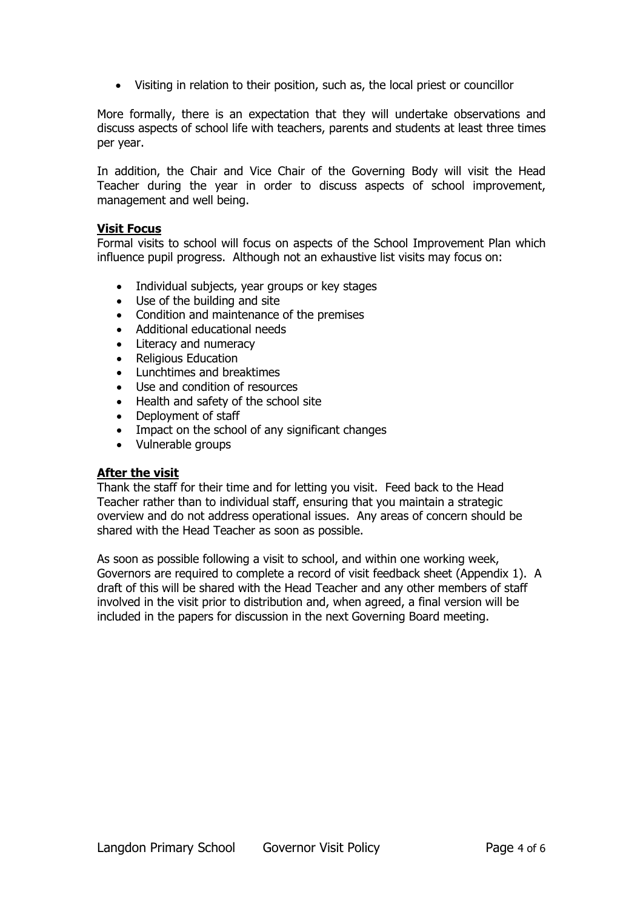- Visiting in relation to their position, such as, the local priest or councillor

More formally, there is an expectation that they will undertake observations and discuss aspects of school life with teachers, parents and students at least three times per year.

In addition, the Chair and Vice Chair of the Governing Body will visit the Head Teacher during the year in order to discuss aspects of school improvement, management and well being.

**Visit Focus**

Formal visits to school will focus on aspects of the School Improvement Plan which influence pupil progress. Although not an exhaustive list visits may focus on:

- Individual subjects, year groups or key stages
- Use of the building and site
- Condition and maintenance of the premises
- Additional educational needs
- Literacy and numeracy
- Religious Education
- Lunchtimes and breaktimes
- Use and condition of resources
- Health and safety of the school site
- Deployment of staff
- Impact on the school of any significant changes
- Vulnerable groups

**After the visit**

Thank the staff for their time and for letting you visit. Feed back to the Head Teacher rather than to individual staff, ensuring that you maintain a strategic overview and do not address operational issues. Any areas of concern should be shared with the Head Teacher as soon as possible.

As soon as possible following a visit to school, and within one working week, Governors are required to complete a record of visit feedback sheet (Appendix 1). A draft of this will be shared with the Head Teacher and any other members of staff involved in the visit prior to distribution and, when agreed, a final version will be included in the papers for discussion in the next Governing Board meeting.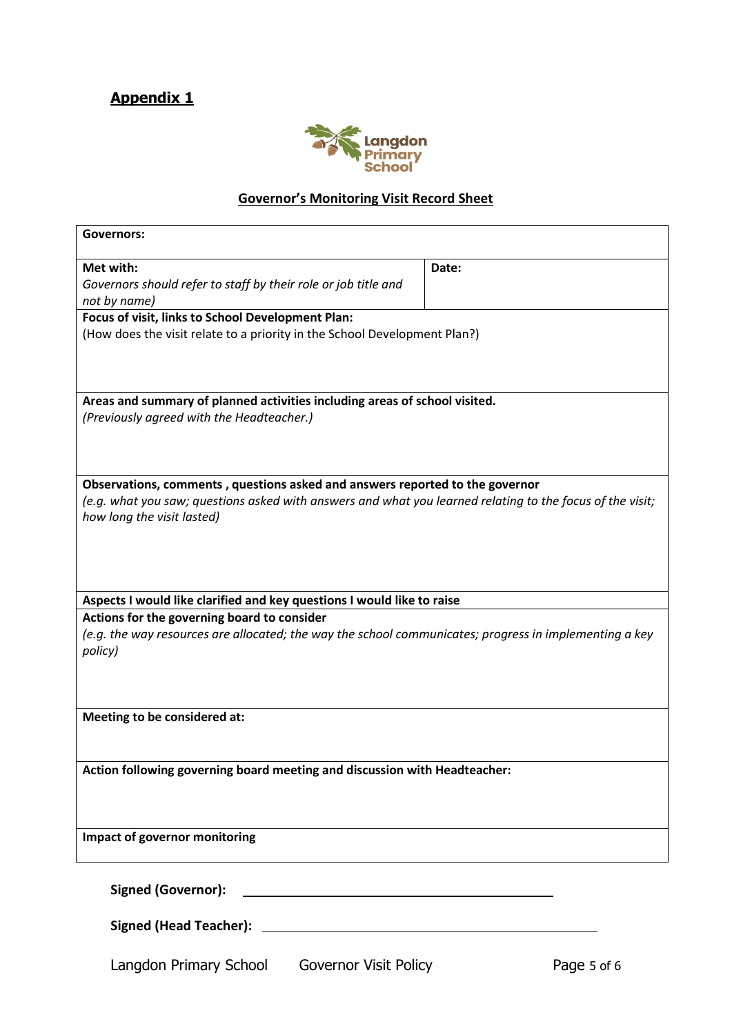## Appendix 1

### Governor's Monitoring Visit Record Sheet

| **Governors:** | |
|---|---|
| **Met with:**<br>*Governors should refer to staff by their role or job title and not by name)* | **Date:** |
| **Focus of visit, links to School Development Plan:**<br>(How does the visit relate to a priority in the School Development Plan?) | |
| **Areas and summary of planned activities including areas of school visited.**<br>*(Previously agreed with the Headteacher.)* | |
| **Observations, comments , questions asked and answers reported to the governor**<br>*(e.g. what you saw; questions asked with answers and what you learned relating to the focus of the visit; how long the visit lasted)* | |
| **Aspects I would like clarified and key questions I would like to raise** | |
| **Actions for the governing board to consider**<br>*(e.g. the way resources are allocated; the way the school communicates; progress in implementing a key policy)* | |
| **Meeting to be considered at:** | |
| **Action following governing board meeting and discussion with Headteacher:** | |
| **Impact of governor monitoring** | |

**Signed (Governor):** ______________________________

**Signed (Head Teacher):** ______________________________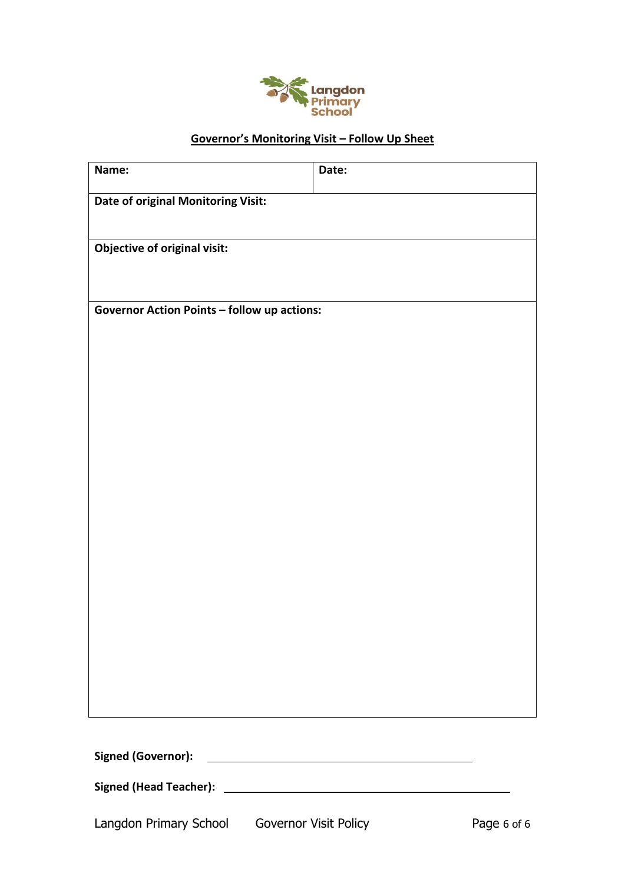Langdon Primary School

**Governor's Monitoring Visit – Follow Up Sheet**

| | |
|---|---|
| **Name:** | **Date:** |
| **Date of original Monitoring Visit:** | |
| **Objective of original visit:** | |
| **Governor Action Points – follow up actions:** | |

**Signed (Governor):** ______________________________

**Signed (Head Teacher):** ______________________________